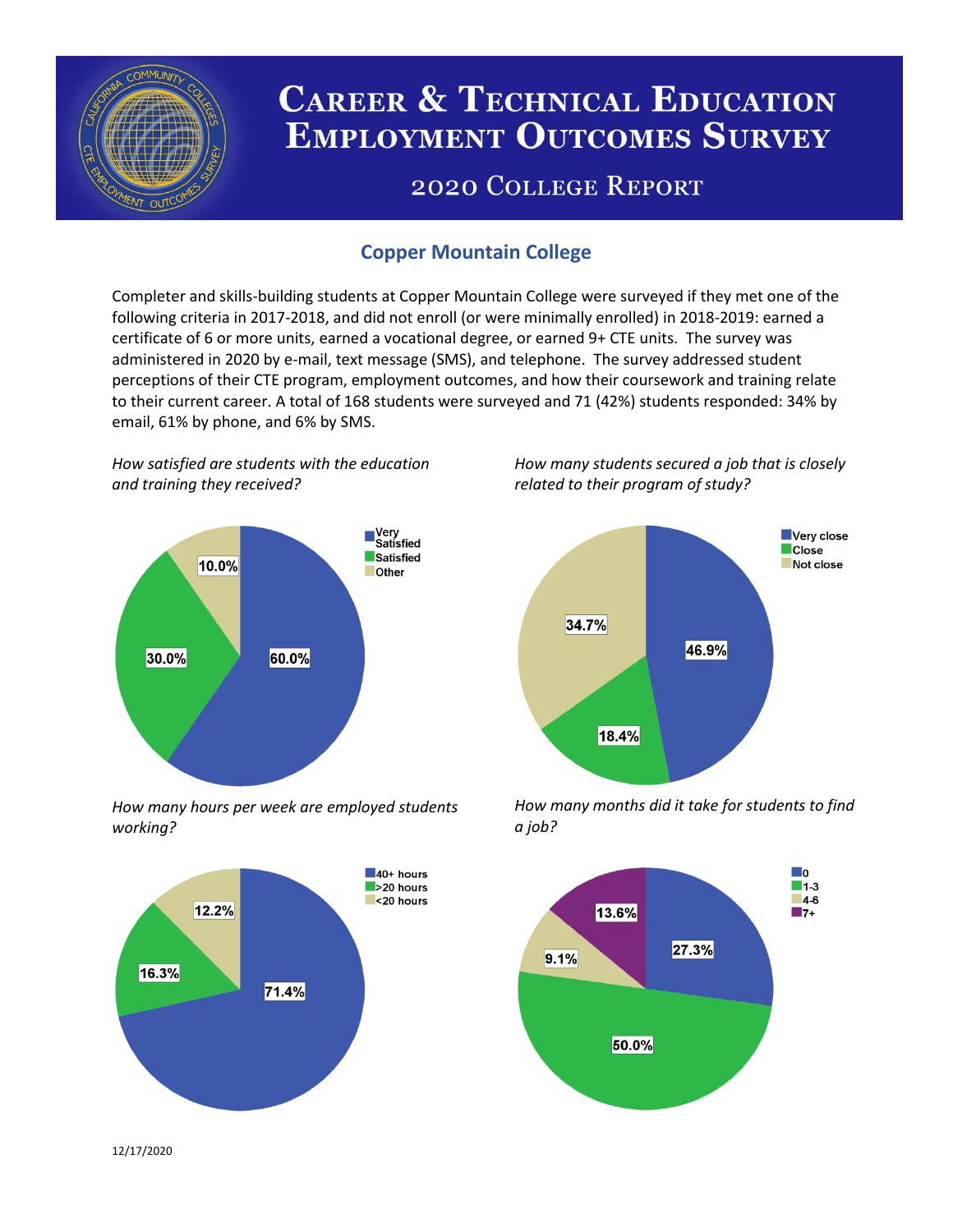# Career & Technical Education Employment Outcomes Survey

## 2020 College Report

### Copper Mountain College

Completer and skills-building students at Copper Mountain College were surveyed if they met one of the following criteria in 2017-2018, and did not enroll (or were minimally enrolled) in 2018-2019: earned a certificate of 6 or more units, earned a vocational degree, or earned 9+ CTE units. The survey was administered in 2020 by e-mail, text message (SMS), and telephone. The survey addressed student perceptions of their CTE program, employment outcomes, and how their coursework and training relate to their current career. A total of 168 students were surveyed and 71 (42%) students responded: 34% by email, 61% by phone, and 6% by SMS.

*How satisfied are students with the education and training they received?*

| Response | Percent |
|---|---|
| Very Satisfied | 60.0% |
| Satisfied | 30.0% |
| Other | 10.0% |

*How many students secured a job that is closely related to their program of study?*

| Response | Percent |
|---|---|
| Very close | 46.9% |
| Close | 18.4% |
| Not close | 34.7% |

*How many hours per week are employed students working?*

| Response | Percent |
|---|---|
| 40+ hours | 71.4% |
| >20 hours | 16.3% |
| <20 hours | 12.2% |

*How many months did it take for students to find a job?*

| Months | Percent |
|---|---|
| 0 | 27.3% |
| 1-3 | 50.0% |
| 4-6 | 9.1% |
| 7+ | 13.6% |

12/17/2020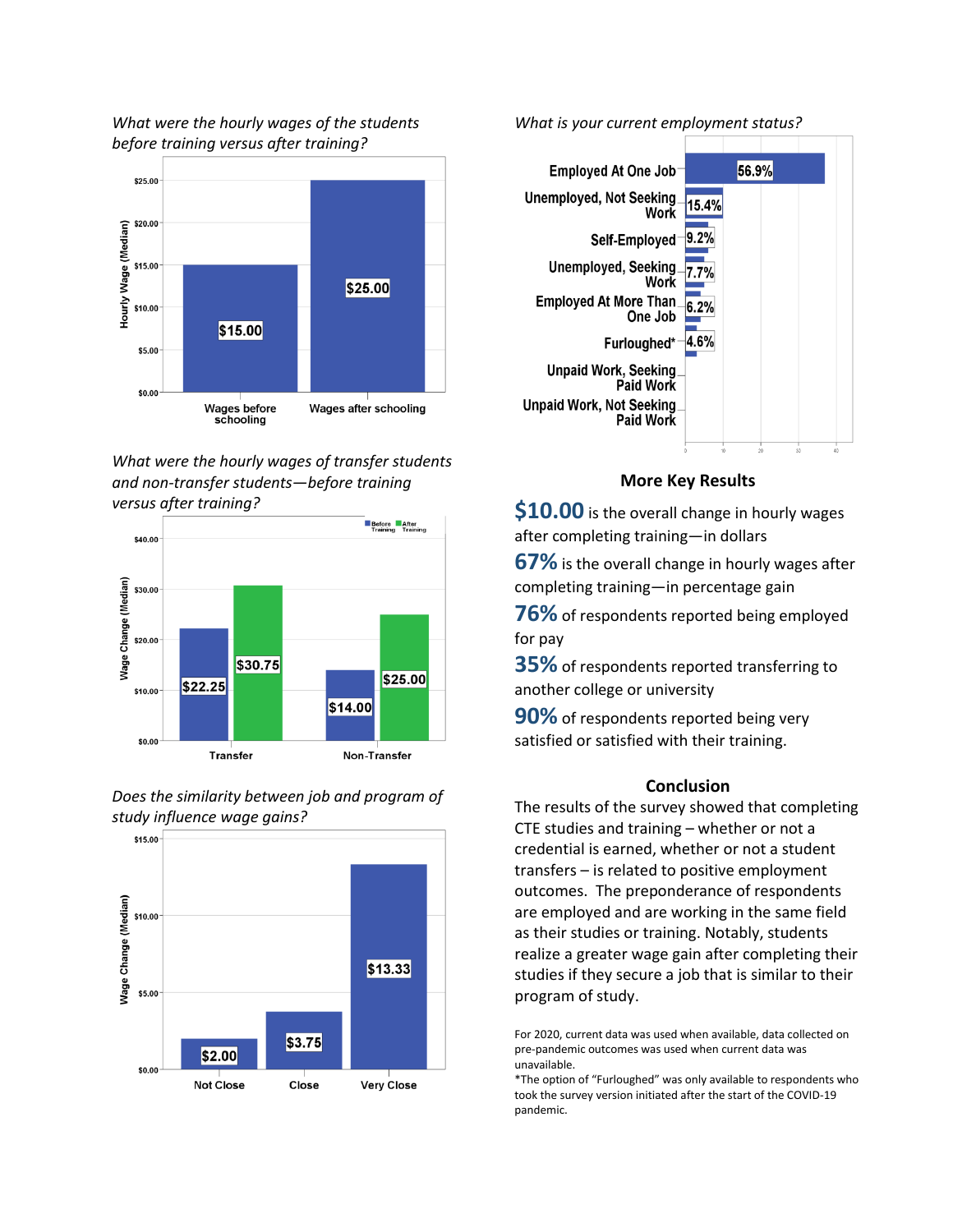*What were the hourly wages of the students before training versus after training?*

Hourly Wage (Median)

$25.00
$20.00
$15.00
$10.00
$5.00
$0.00

$15.00
$25.00

Wages before schooling
Wages after schooling

*What were the hourly wages of transfer students and non-transfer students—before training versus after training?*

Before Training
After Training

Wage Change (Median)

$40.00
$30.00
$20.00
$10.00
$0.00

$22.25
$30.75
$14.00
$25.00

Transfer
Non-Transfer

*Does the similarity between job and program of study influence wage gains?*

Wage Change (Median)

$15.00
$10.00
$5.00
$0.00

$2.00
$3.75
$13.33

Not Close
Close
Very Close

*What is your current employment status?*

Employed At One Job
56.9%

Unemployed, Not Seeking Work
15.4%

Self-Employed
9.2%

Unemployed, Seeking Work
7.7%

Employed At More Than One Job
6.2%

Furloughed*
4.6%

Unpaid Work, Seeking Paid Work

Unpaid Work, Not Seeking Paid Work

0
10
20
30
40

## More Key Results

**$10.00** is the overall change in hourly wages after completing training—in dollars

**67%** is the overall change in hourly wages after completing training—in percentage gain

**76%** of respondents reported being employed for pay

**35%** of respondents reported transferring to another college or university

**90%** of respondents reported being very satisfied or satisfied with their training.

## Conclusion

The results of the survey showed that completing CTE studies and training – whether or not a credential is earned, whether or not a student transfers – is related to positive employment outcomes. The preponderance of respondents are employed and are working in the same field as their studies or training. Notably, students realize a greater wage gain after completing their studies if they secure a job that is similar to their program of study.

For 2020, current data was used when available, data collected on pre-pandemic outcomes was used when current data was unavailable.

*The option of "Furloughed" was only available to respondents who took the survey version initiated after the start of the COVID-19 pandemic.